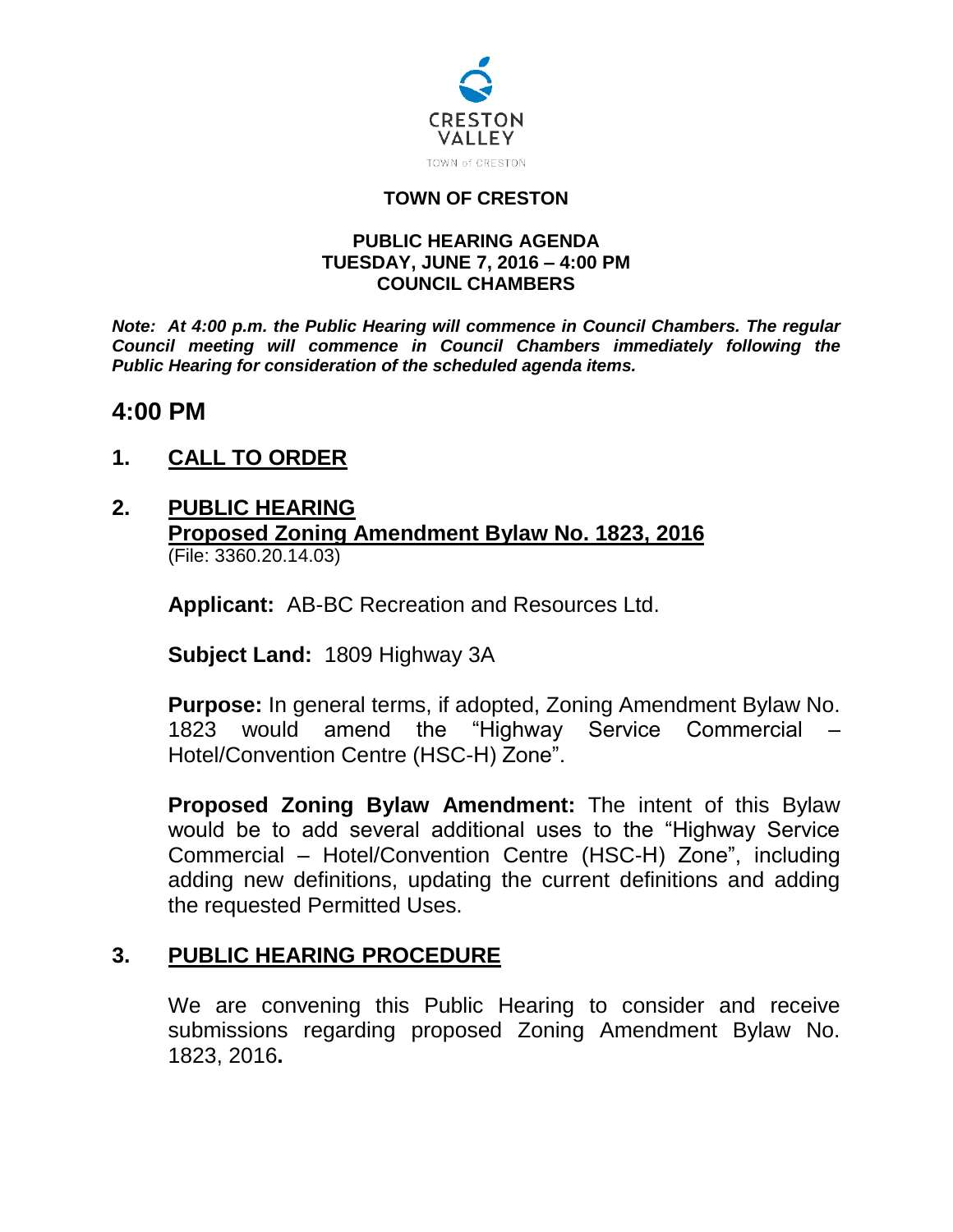CRESTON VALLEY

TOWN of CRESTON

**TOWN OF CRESTON**

**PUBLIC HEARING AGENDA**
**TUESDAY, JUNE 7, 2016 – 4:00 PM**
**COUNCIL CHAMBERS**

***Note: At 4:00 p.m. the Public Hearing will commence in Council Chambers. The regular Council meeting will commence in Council Chambers immediately following the Public Hearing for consideration of the scheduled agenda items.***

## 4:00 PM

## 1. CALL TO ORDER

## 2. PUBLIC HEARING
**Proposed Zoning Amendment Bylaw No. 1823, 2016**
(File: 3360.20.14.03)

**Applicant:** AB-BC Recreation and Resources Ltd.

**Subject Land:** 1809 Highway 3A

**Purpose:** In general terms, if adopted, Zoning Amendment Bylaw No. 1823 would amend the "Highway Service Commercial – Hotel/Convention Centre (HSC-H) Zone".

**Proposed Zoning Bylaw Amendment:** The intent of this Bylaw would be to add several additional uses to the "Highway Service Commercial – Hotel/Convention Centre (HSC-H) Zone", including adding new definitions, updating the current definitions and adding the requested Permitted Uses.

## 3. PUBLIC HEARING PROCEDURE

We are convening this Public Hearing to consider and receive submissions regarding proposed Zoning Amendment Bylaw No. 1823, 2016**.**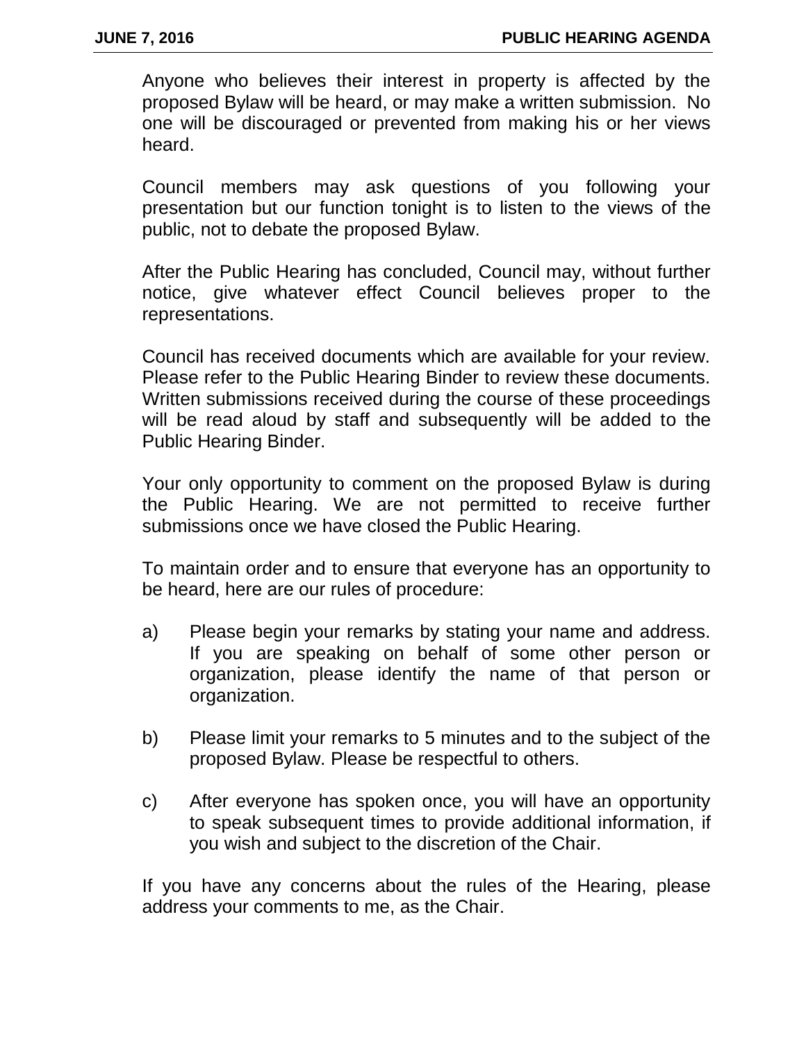Anyone who believes their interest in property is affected by the proposed Bylaw will be heard, or may make a written submission. No one will be discouraged or prevented from making his or her views heard.

Council members may ask questions of you following your presentation but our function tonight is to listen to the views of the public, not to debate the proposed Bylaw.

After the Public Hearing has concluded, Council may, without further notice, give whatever effect Council believes proper to the representations.

Council has received documents which are available for your review. Please refer to the Public Hearing Binder to review these documents. Written submissions received during the course of these proceedings will be read aloud by staff and subsequently will be added to the Public Hearing Binder.

Your only opportunity to comment on the proposed Bylaw is during the Public Hearing. We are not permitted to receive further submissions once we have closed the Public Hearing.

To maintain order and to ensure that everyone has an opportunity to be heard, here are our rules of procedure:

a) Please begin your remarks by stating your name and address. If you are speaking on behalf of some other person or organization, please identify the name of that person or organization.

b) Please limit your remarks to 5 minutes and to the subject of the proposed Bylaw. Please be respectful to others.

c) After everyone has spoken once, you will have an opportunity to speak subsequent times to provide additional information, if you wish and subject to the discretion of the Chair.

If you have any concerns about the rules of the Hearing, please address your comments to me, as the Chair.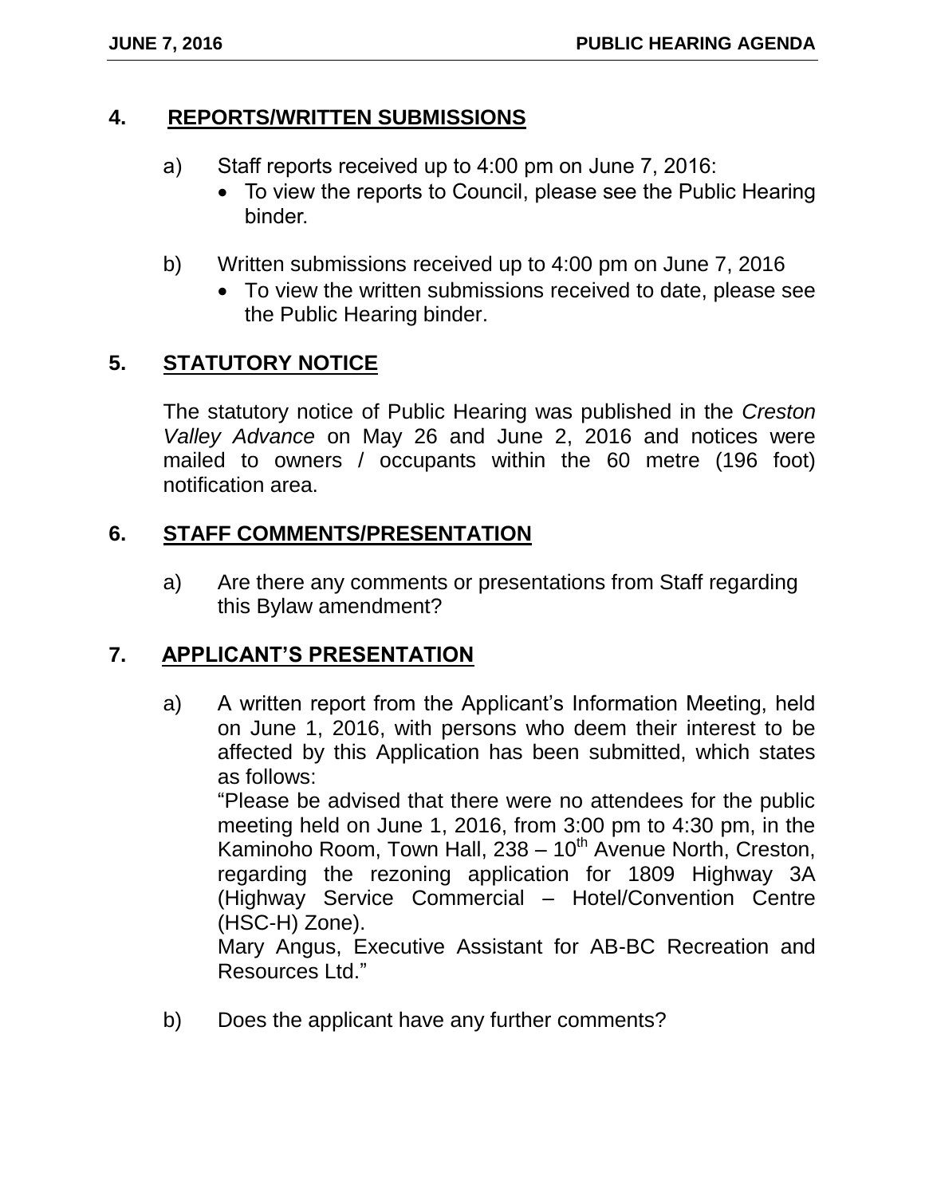## 4. REPORTS/WRITTEN SUBMISSIONS

a) Staff reports received up to 4:00 pm on June 7, 2016:
   - To view the reports to Council, please see the Public Hearing binder.

b) Written submissions received up to 4:00 pm on June 7, 2016
   - To view the written submissions received to date, please see the Public Hearing binder.

## 5. STATUTORY NOTICE

The statutory notice of Public Hearing was published in the *Creston Valley Advance* on May 26 and June 2, 2016 and notices were mailed to owners / occupants within the 60 metre (196 foot) notification area.

## 6. STAFF COMMENTS/PRESENTATION

a) Are there any comments or presentations from Staff regarding this Bylaw amendment?

## 7. APPLICANT'S PRESENTATION

a) A written report from the Applicant's Information Meeting, held on June 1, 2016, with persons who deem their interest to be affected by this Application has been submitted, which states as follows:
   "Please be advised that there were no attendees for the public meeting held on June 1, 2016, from 3:00 pm to 4:30 pm, in the Kaminoho Room, Town Hall, 238 – 10th Avenue North, Creston, regarding the rezoning application for 1809 Highway 3A (Highway Service Commercial – Hotel/Convention Centre (HSC-H) Zone).
   Mary Angus, Executive Assistant for AB-BC Recreation and Resources Ltd."

b) Does the applicant have any further comments?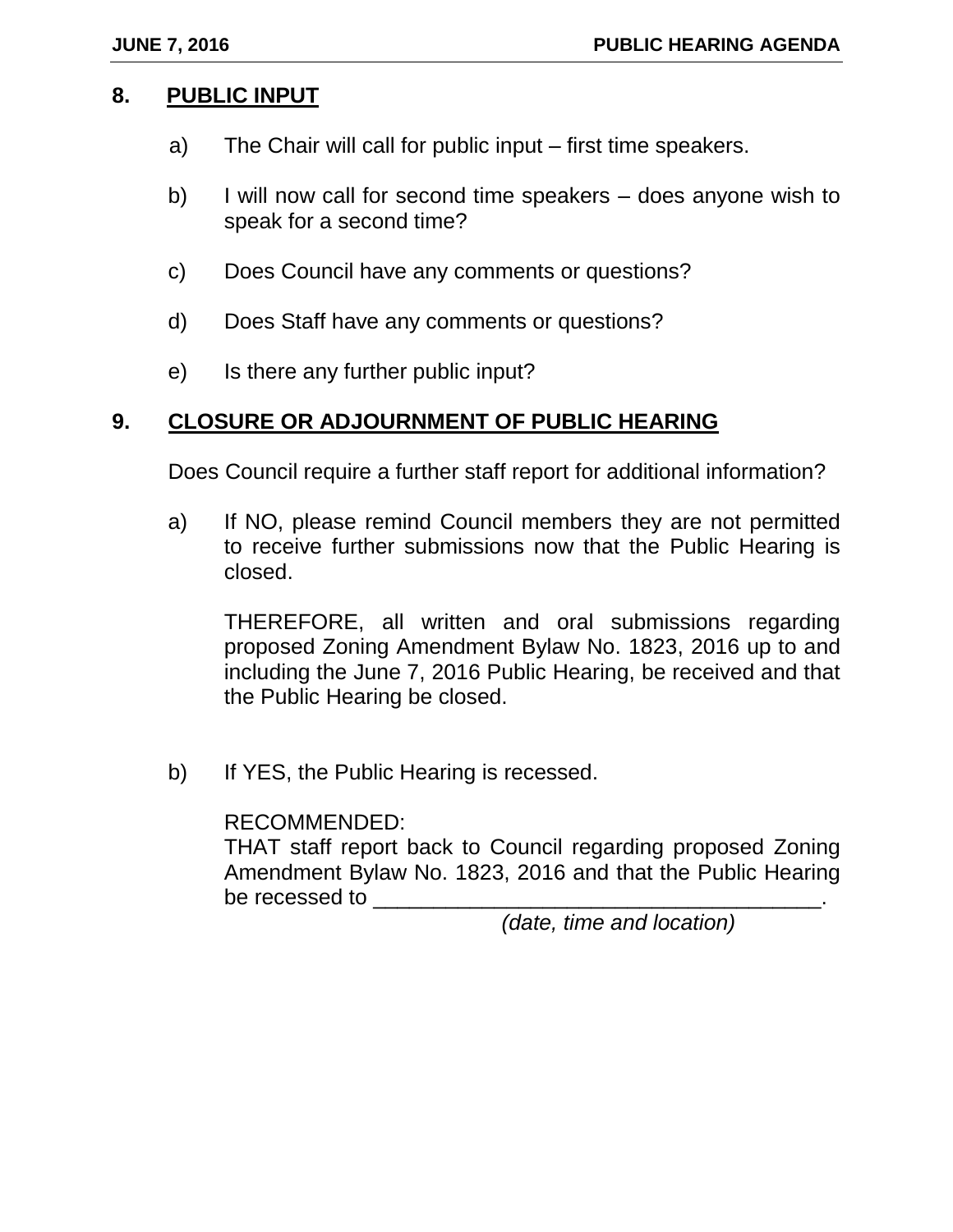## 8. PUBLIC INPUT

a) The Chair will call for public input – first time speakers.

b) I will now call for second time speakers – does anyone wish to speak for a second time?

c) Does Council have any comments or questions?

d) Does Staff have any comments or questions?

e) Is there any further public input?

## 9. CLOSURE OR ADJOURNMENT OF PUBLIC HEARING

Does Council require a further staff report for additional information?

a) If NO, please remind Council members they are not permitted to receive further submissions now that the Public Hearing is closed.

   THEREFORE, all written and oral submissions regarding proposed Zoning Amendment Bylaw No. 1823, 2016 up to and including the June 7, 2016 Public Hearing, be received and that the Public Hearing be closed.

b) If YES, the Public Hearing is recessed.

   RECOMMENDED:
   THAT staff report back to Council regarding proposed Zoning Amendment Bylaw No. 1823, 2016 and that the Public Hearing be recessed to ____________________________________.
   *(date, time and location)*